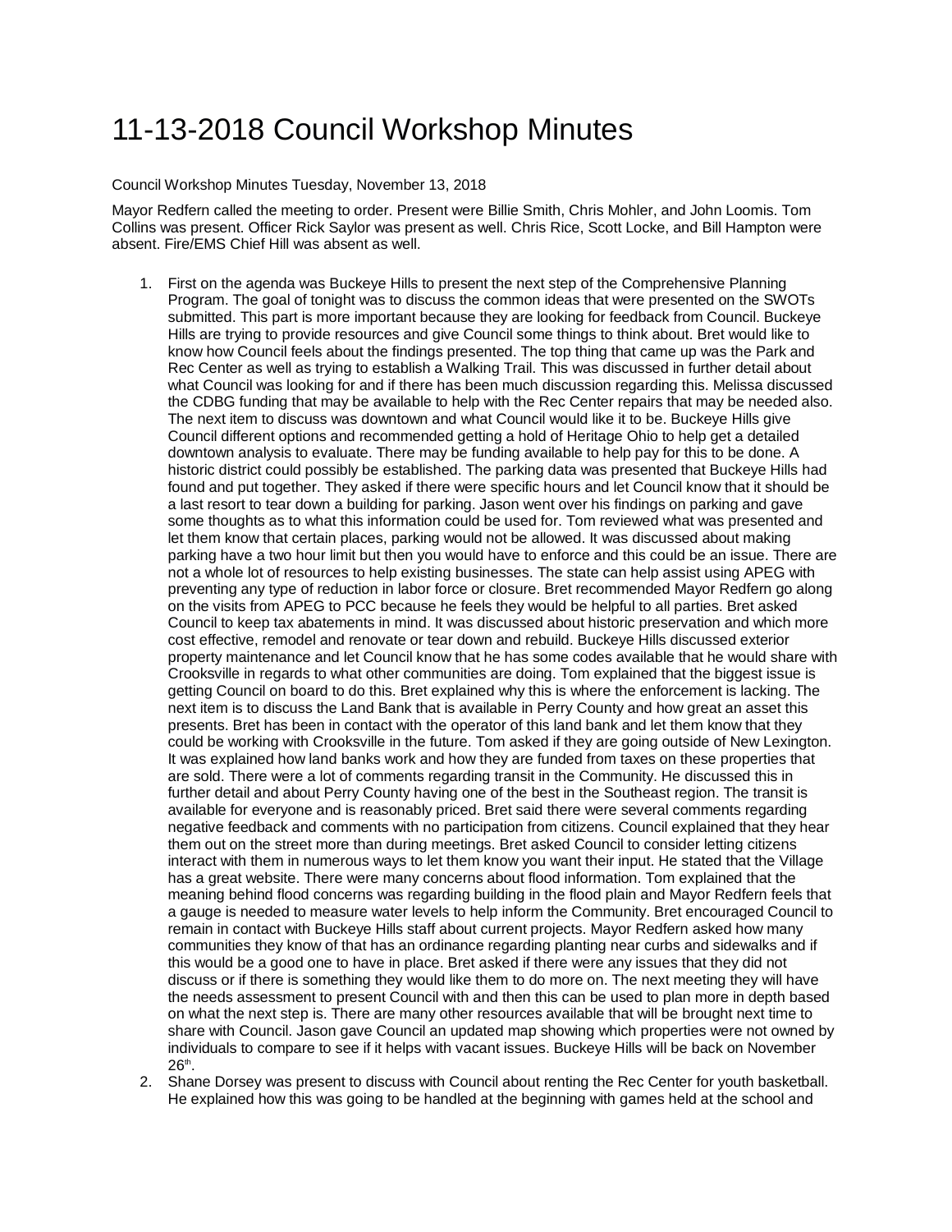# 11-13-2018 Council Workshop Minutes

Council Workshop Minutes Tuesday, November 13, 2018

Mayor Redfern called the meeting to order. Present were Billie Smith, Chris Mohler, and John Loomis. Tom Collins was present. Officer Rick Saylor was present as well. Chris Rice, Scott Locke, and Bill Hampton were absent. Fire/EMS Chief Hill was absent as well.

1. First on the agenda was Buckeye Hills to present the next step of the Comprehensive Planning Program. The goal of tonight was to discuss the common ideas that were presented on the SWOTs submitted. This part is more important because they are looking for feedback from Council. Buckeye Hills are trying to provide resources and give Council some things to think about. Bret would like to know how Council feels about the findings presented. The top thing that came up was the Park and Rec Center as well as trying to establish a Walking Trail. This was discussed in further detail about what Council was looking for and if there has been much discussion regarding this. Melissa discussed the CDBG funding that may be available to help with the Rec Center repairs that may be needed also. The next item to discuss was downtown and what Council would like it to be. Buckeye Hills give Council different options and recommended getting a hold of Heritage Ohio to help get a detailed downtown analysis to evaluate. There may be funding available to help pay for this to be done. A historic district could possibly be established. The parking data was presented that Buckeye Hills had found and put together. They asked if there were specific hours and let Council know that it should be a last resort to tear down a building for parking. Jason went over his findings on parking and gave some thoughts as to what this information could be used for. Tom reviewed what was presented and let them know that certain places, parking would not be allowed. It was discussed about making parking have a two hour limit but then you would have to enforce and this could be an issue. There are not a whole lot of resources to help existing businesses. The state can help assist using APEG with preventing any type of reduction in labor force or closure. Bret recommended Mayor Redfern go along on the visits from APEG to PCC because he feels they would be helpful to all parties. Bret asked Council to keep tax abatements in mind. It was discussed about historic preservation and which more cost effective, remodel and renovate or tear down and rebuild. Buckeye Hills discussed exterior property maintenance and let Council know that he has some codes available that he would share with Crooksville in regards to what other communities are doing. Tom explained that the biggest issue is getting Council on board to do this. Bret explained why this is where the enforcement is lacking. The next item is to discuss the Land Bank that is available in Perry County and how great an asset this presents. Bret has been in contact with the operator of this land bank and let them know that they could be working with Crooksville in the future. Tom asked if they are going outside of New Lexington. It was explained how land banks work and how they are funded from taxes on these properties that are sold. There were a lot of comments regarding transit in the Community. He discussed this in further detail and about Perry County having one of the best in the Southeast region. The transit is available for everyone and is reasonably priced. Bret said there were several comments regarding negative feedback and comments with no participation from citizens. Council explained that they hear them out on the street more than during meetings. Bret asked Council to consider letting citizens interact with them in numerous ways to let them know you want their input. He stated that the Village has a great website. There were many concerns about flood information. Tom explained that the meaning behind flood concerns was regarding building in the flood plain and Mayor Redfern feels that a gauge is needed to measure water levels to help inform the Community. Bret encouraged Council to remain in contact with Buckeye Hills staff about current projects. Mayor Redfern asked how many communities they know of that has an ordinance regarding planting near curbs and sidewalks and if this would be a good one to have in place. Bret asked if there were any issues that they did not discuss or if there is something they would like them to do more on. The next meeting they will have the needs assessment to present Council with and then this can be used to plan more in depth based on what the next step is. There are many other resources available that will be brought next time to share with Council. Jason gave Council an updated map showing which properties were not owned by individuals to compare to see if it helps with vacant issues. Buckeye Hills will be back on November 26th.
2. Shane Dorsey was present to discuss with Council about renting the Rec Center for youth basketball. He explained how this was going to be handled at the beginning with games held at the school and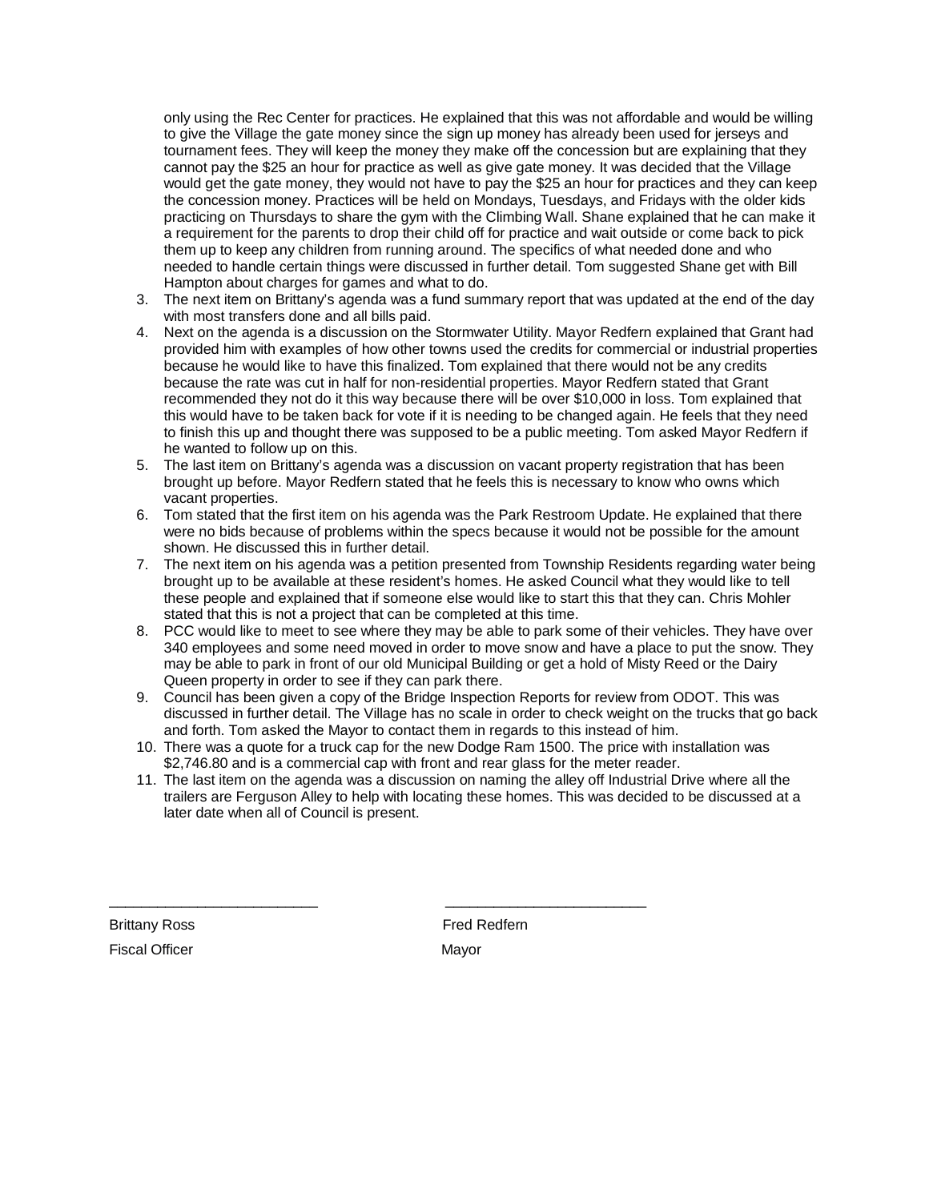only using the Rec Center for practices. He explained that this was not affordable and would be willing to give the Village the gate money since the sign up money has already been used for jerseys and tournament fees. They will keep the money they make off the concession but are explaining that they cannot pay the $25 an hour for practice as well as give gate money. It was decided that the Village would get the gate money, they would not have to pay the $25 an hour for practices and they can keep the concession money. Practices will be held on Mondays, Tuesdays, and Fridays with the older kids practicing on Thursdays to share the gym with the Climbing Wall. Shane explained that he can make it a requirement for the parents to drop their child off for practice and wait outside or come back to pick them up to keep any children from running around. The specifics of what needed done and who needed to handle certain things were discussed in further detail. Tom suggested Shane get with Bill Hampton about charges for games and what to do.

3. The next item on Brittany's agenda was a fund summary report that was updated at the end of the day with most transfers done and all bills paid.
4. Next on the agenda is a discussion on the Stormwater Utility. Mayor Redfern explained that Grant had provided him with examples of how other towns used the credits for commercial or industrial properties because he would like to have this finalized. Tom explained that there would not be any credits because the rate was cut in half for non-residential properties. Mayor Redfern stated that Grant recommended they not do it this way because there will be over $10,000 in loss. Tom explained that this would have to be taken back for vote if it is needing to be changed again. He feels that they need to finish this up and thought there was supposed to be a public meeting. Tom asked Mayor Redfern if he wanted to follow up on this.
5. The last item on Brittany's agenda was a discussion on vacant property registration that has been brought up before. Mayor Redfern stated that he feels this is necessary to know who owns which vacant properties.
6. Tom stated that the first item on his agenda was the Park Restroom Update. He explained that there were no bids because of problems within the specs because it would not be possible for the amount shown. He discussed this in further detail.
7. The next item on his agenda was a petition presented from Township Residents regarding water being brought up to be available at these resident's homes. He asked Council what they would like to tell these people and explained that if someone else would like to start this that they can. Chris Mohler stated that this is not a project that can be completed at this time.
8. PCC would like to meet to see where they may be able to park some of their vehicles. They have over 340 employees and some need moved in order to move snow and have a place to put the snow. They may be able to park in front of our old Municipal Building or get a hold of Misty Reed or the Dairy Queen property in order to see if they can park there.
9. Council has been given a copy of the Bridge Inspection Reports for review from ODOT. This was discussed in further detail. The Village has no scale in order to check weight on the trucks that go back and forth. Tom asked the Mayor to contact them in regards to this instead of him.
10. There was a quote for a truck cap for the new Dodge Ram 1500. The price with installation was $2,746.80 and is a commercial cap with front and rear glass for the meter reader.
11. The last item on the agenda was a discussion on naming the alley off Industrial Drive where all the trailers are Ferguson Alley to help with locating these homes. This was decided to be discussed at a later date when all of Council is present.

\_\_\_\_\_\_\_\_\_\_\_\_\_\_\_\_\_\_\_\_\_\_\_\_\_\_ \_\_\_\_\_\_\_\_\_\_\_\_\_\_\_\_\_\_\_\_\_\_\_\_\_\_

Brittany Ross — Fiscal Officer

Fred Redfern — Mayor